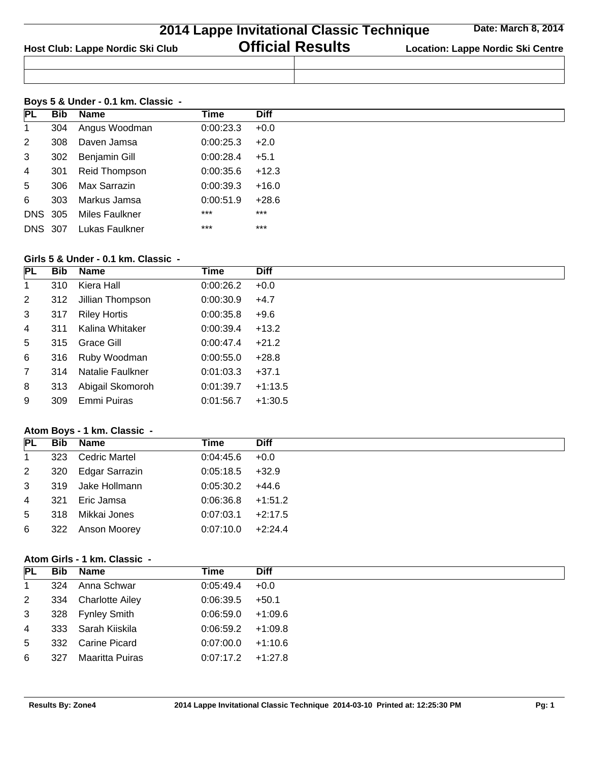# 2014 Lappe Invitational Classic Technique

## Official Results

**Host Club: Lappe Nordic Ski Club** | **Date: March 8, 2014** | **Location: Lappe Nordic Ski Centre**

### Boys 5 & Under - 0.1 km. Classic -

| PL | Bib | Name | Time | Diff |
|---|---|---|---|---|
| 1 | 304 | Angus Woodman | 0:00:23.3 | +0.0 |
| 2 | 308 | Daven Jamsa | 0:00:25.3 | +2.0 |
| 3 | 302 | Benjamin Gill | 0:00:28.4 | +5.1 |
| 4 | 301 | Reid Thompson | 0:00:35.6 | +12.3 |
| 5 | 306 | Max Sarrazin | 0:00:39.3 | +16.0 |
| 6 | 303 | Markus Jamsa | 0:00:51.9 | +28.6 |
| DNS | 305 | Miles Faulkner | *** | *** |
| DNS | 307 | Lukas Faulkner | *** | *** |

### Girls 5 & Under - 0.1 km. Classic -

| PL | Bib | Name | Time | Diff |
|---|---|---|---|---|
| 1 | 310 | Kiera Hall | 0:00:26.2 | +0.0 |
| 2 | 312 | Jillian Thompson | 0:00:30.9 | +4.7 |
| 3 | 317 | Riley Hortis | 0:00:35.8 | +9.6 |
| 4 | 311 | Kalina Whitaker | 0:00:39.4 | +13.2 |
| 5 | 315 | Grace Gill | 0:00:47.4 | +21.2 |
| 6 | 316 | Ruby Woodman | 0:00:55.0 | +28.8 |
| 7 | 314 | Natalie Faulkner | 0:01:03.3 | +37.1 |
| 8 | 313 | Abigail Skomoroh | 0:01:39.7 | +1:13.5 |
| 9 | 309 | Emmi Puiras | 0:01:56.7 | +1:30.5 |

### Atom Boys - 1 km. Classic -

| PL | Bib | Name | Time | Diff |
|---|---|---|---|---|
| 1 | 323 | Cedric Martel | 0:04:45.6 | +0.0 |
| 2 | 320 | Edgar Sarrazin | 0:05:18.5 | +32.9 |
| 3 | 319 | Jake Hollmann | 0:05:30.2 | +44.6 |
| 4 | 321 | Eric Jamsa | 0:06:36.8 | +1:51.2 |
| 5 | 318 | Mikkai Jones | 0:07:03.1 | +2:17.5 |
| 6 | 322 | Anson Moorey | 0:07:10.0 | +2:24.4 |

### Atom Girls - 1 km. Classic -

| PL | Bib | Name | Time | Diff |
|---|---|---|---|---|
| 1 | 324 | Anna Schwar | 0:05:49.4 | +0.0 |
| 2 | 334 | Charlotte Ailey | 0:06:39.5 | +50.1 |
| 3 | 328 | Fynley Smith | 0:06:59.0 | +1:09.6 |
| 4 | 333 | Sarah Kiiskila | 0:06:59.2 | +1:09.8 |
| 5 | 332 | Carine Picard | 0:07:00.0 | +1:10.6 |
| 6 | 327 | Maaritta Puiras | 0:07:17.2 | +1:27.8 |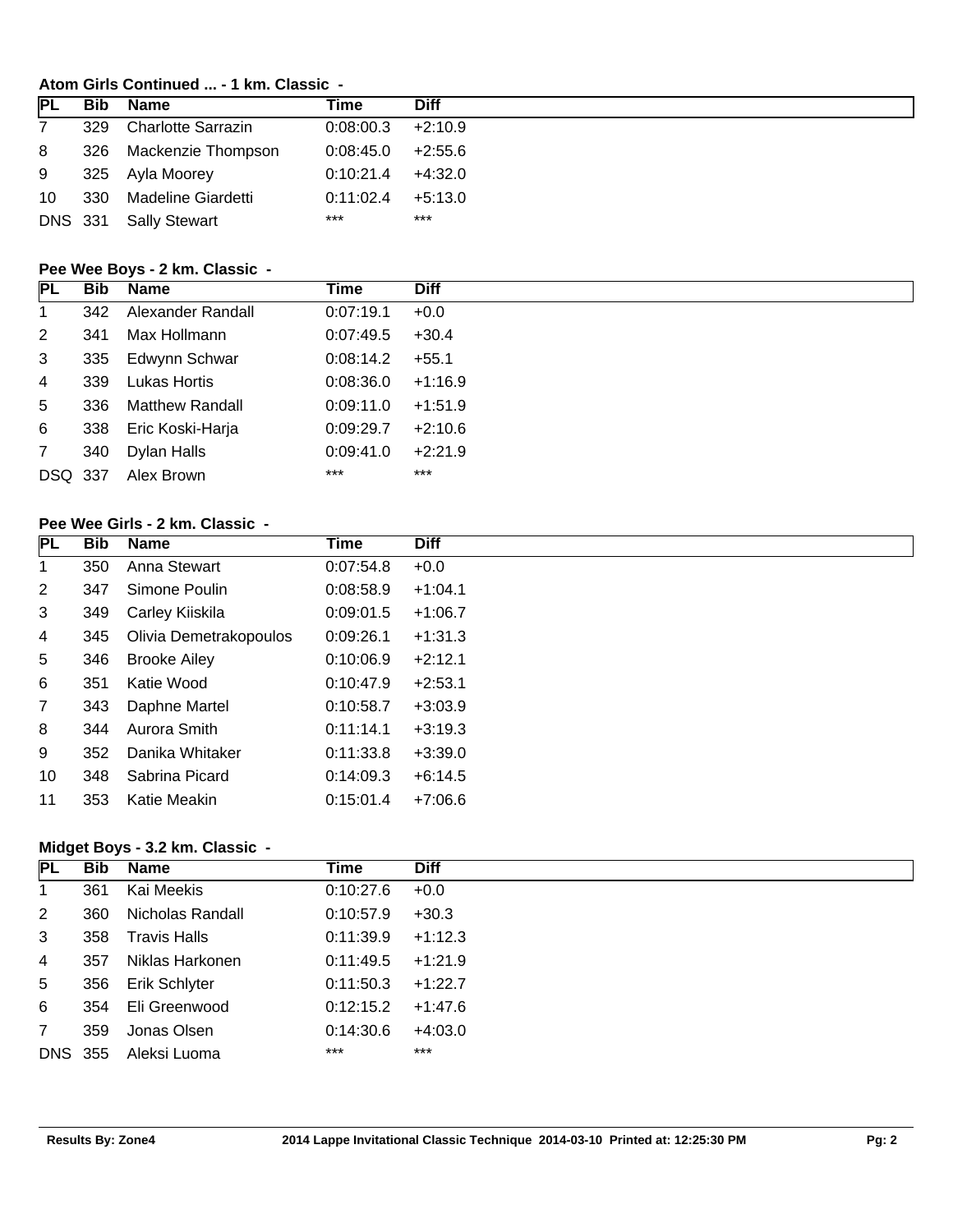### Atom Girls Continued ... - 1 km. Classic -

| PL | Bib | Name | Time | Diff |
|---|---|---|---|---|
| 7 | 329 | Charlotte Sarrazin | 0:08:00.3 | +2:10.9 |
| 8 | 326 | Mackenzie Thompson | 0:08:45.0 | +2:55.6 |
| 9 | 325 | Ayla Moorey | 0:10:21.4 | +4:32.0 |
| 10 | 330 | Madeline Giardetti | 0:11:02.4 | +5:13.0 |
| DNS | 331 | Sally Stewart | *** | *** |

### Pee Wee Boys - 2 km. Classic -

| PL | Bib | Name | Time | Diff |
|---|---|---|---|---|
| 1 | 342 | Alexander Randall | 0:07:19.1 | +0.0 |
| 2 | 341 | Max Hollmann | 0:07:49.5 | +30.4 |
| 3 | 335 | Edwynn Schwar | 0:08:14.2 | +55.1 |
| 4 | 339 | Lukas Hortis | 0:08:36.0 | +1:16.9 |
| 5 | 336 | Matthew Randall | 0:09:11.0 | +1:51.9 |
| 6 | 338 | Eric Koski-Harja | 0:09:29.7 | +2:10.6 |
| 7 | 340 | Dylan Halls | 0:09:41.0 | +2:21.9 |
| DSQ | 337 | Alex Brown | *** | *** |

### Pee Wee Girls - 2 km. Classic -

| PL | Bib | Name | Time | Diff |
|---|---|---|---|---|
| 1 | 350 | Anna Stewart | 0:07:54.8 | +0.0 |
| 2 | 347 | Simone Poulin | 0:08:58.9 | +1:04.1 |
| 3 | 349 | Carley Kiiskila | 0:09:01.5 | +1:06.7 |
| 4 | 345 | Olivia Demetrakopoulos | 0:09:26.1 | +1:31.3 |
| 5 | 346 | Brooke Ailey | 0:10:06.9 | +2:12.1 |
| 6 | 351 | Katie Wood | 0:10:47.9 | +2:53.1 |
| 7 | 343 | Daphne Martel | 0:10:58.7 | +3:03.9 |
| 8 | 344 | Aurora Smith | 0:11:14.1 | +3:19.3 |
| 9 | 352 | Danika Whitaker | 0:11:33.8 | +3:39.0 |
| 10 | 348 | Sabrina Picard | 0:14:09.3 | +6:14.5 |
| 11 | 353 | Katie Meakin | 0:15:01.4 | +7:06.6 |

### Midget Boys - 3.2 km. Classic -

| PL | Bib | Name | Time | Diff |
|---|---|---|---|---|
| 1 | 361 | Kai Meekis | 0:10:27.6 | +0.0 |
| 2 | 360 | Nicholas Randall | 0:10:57.9 | +30.3 |
| 3 | 358 | Travis Halls | 0:11:39.9 | +1:12.3 |
| 4 | 357 | Niklas Harkonen | 0:11:49.5 | +1:21.9 |
| 5 | 356 | Erik Schlyter | 0:11:50.3 | +1:22.7 |
| 6 | 354 | Eli Greenwood | 0:12:15.2 | +1:47.6 |
| 7 | 359 | Jonas Olsen | 0:14:30.6 | +4:03.0 |
| DNS | 355 | Aleksi Luoma | *** | *** |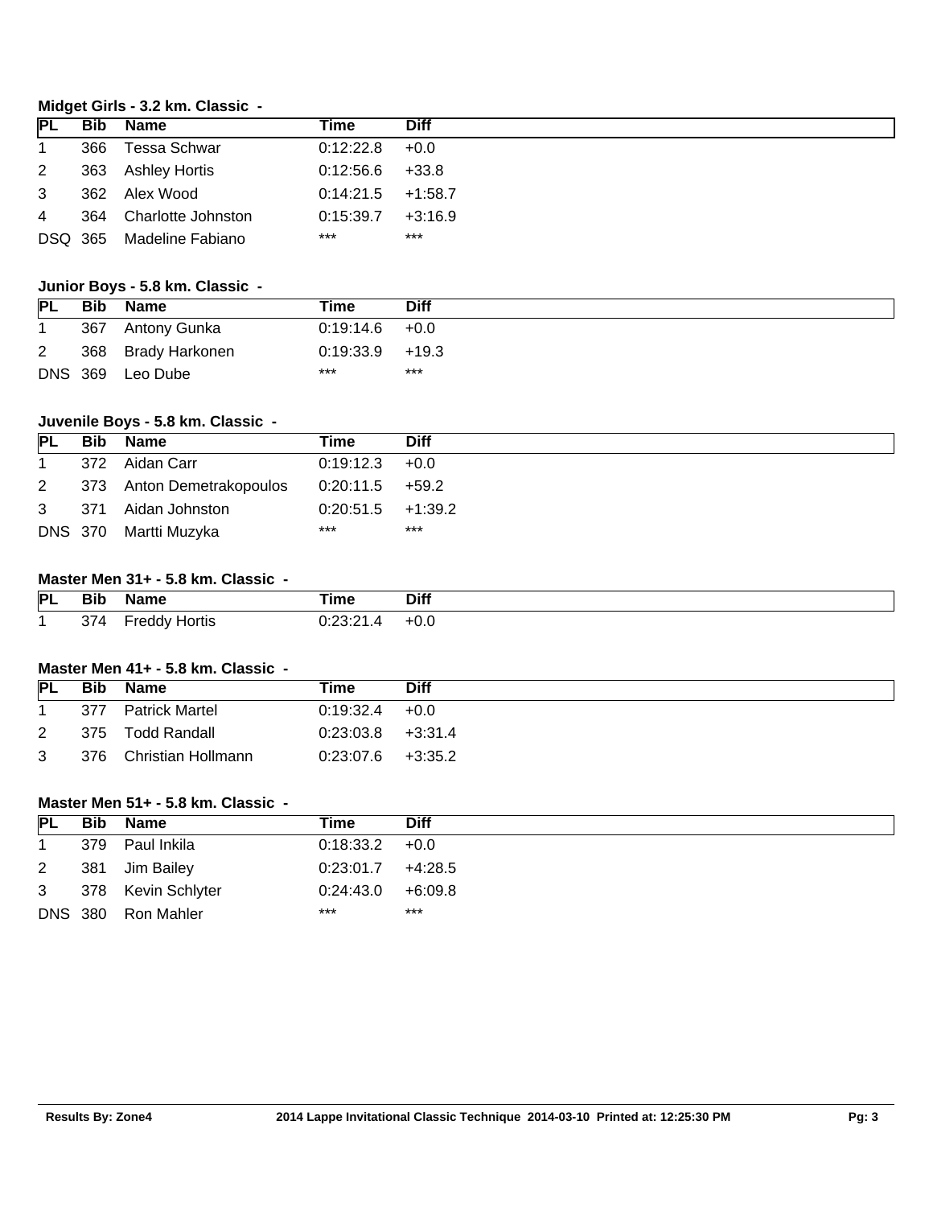### Midget Girls - 3.2 km. Classic -

| PL | Bib | Name | Time | Diff |
|---|---|---|---|---|
| 1 | 366 | Tessa Schwar | 0:12:22.8 | +0.0 |
| 2 | 363 | Ashley Hortis | 0:12:56.6 | +33.8 |
| 3 | 362 | Alex Wood | 0:14:21.5 | +1:58.7 |
| 4 | 364 | Charlotte Johnston | 0:15:39.7 | +3:16.9 |
| DSQ | 365 | Madeline Fabiano | *** | *** |

### Junior Boys - 5.8 km. Classic -

| PL | Bib | Name | Time | Diff |
|---|---|---|---|---|
| 1 | 367 | Antony Gunka | 0:19:14.6 | +0.0 |
| 2 | 368 | Brady Harkonen | 0:19:33.9 | +19.3 |
| DNS | 369 | Leo Dube | *** | *** |

### Juvenile Boys - 5.8 km. Classic -

| PL | Bib | Name | Time | Diff |
|---|---|---|---|---|
| 1 | 372 | Aidan Carr | 0:19:12.3 | +0.0 |
| 2 | 373 | Anton Demetrakopoulos | 0:20:11.5 | +59.2 |
| 3 | 371 | Aidan Johnston | 0:20:51.5 | +1:39.2 |
| DNS | 370 | Martti Muzyka | *** | *** |

### Master Men 31+ - 5.8 km. Classic -

| PL | Bib | Name | Time | Diff |
|---|---|---|---|---|
| 1 | 374 | Freddy Hortis | 0:23:21.4 | +0.0 |

### Master Men 41+ - 5.8 km. Classic -

| PL | Bib | Name | Time | Diff |
|---|---|---|---|---|
| 1 | 377 | Patrick Martel | 0:19:32.4 | +0.0 |
| 2 | 375 | Todd Randall | 0:23:03.8 | +3:31.4 |
| 3 | 376 | Christian Hollmann | 0:23:07.6 | +3:35.2 |

### Master Men 51+ - 5.8 km. Classic -

| PL | Bib | Name | Time | Diff |
|---|---|---|---|---|
| 1 | 379 | Paul Inkila | 0:18:33.2 | +0.0 |
| 2 | 381 | Jim Bailey | 0:23:01.7 | +4:28.5 |
| 3 | 378 | Kevin Schlyter | 0:24:43.0 | +6:09.8 |
| DNS | 380 | Ron Mahler | *** | *** |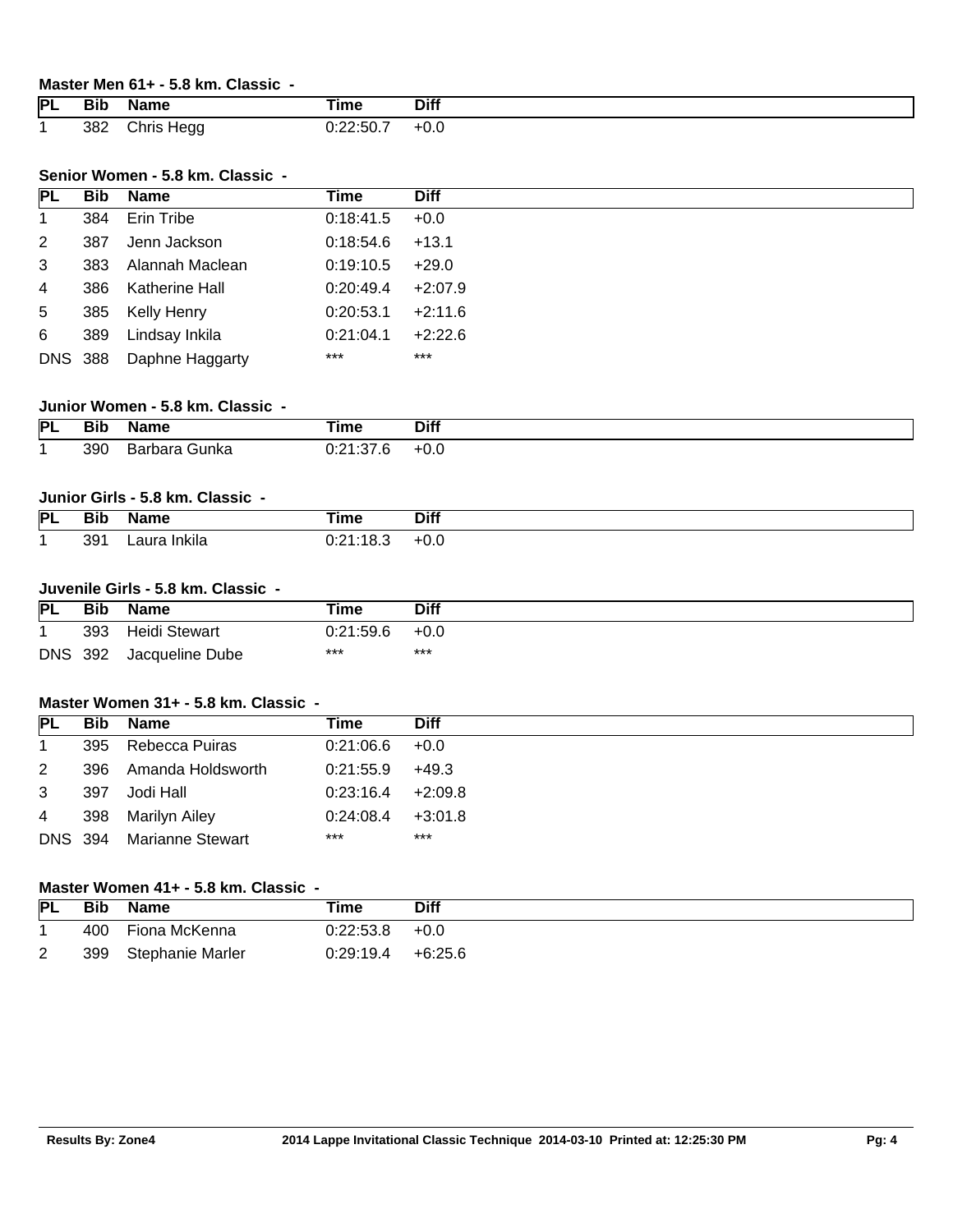### Master Men 61+ - 5.8 km. Classic -

| PL | Bib | Name | Time | Diff |
| --- | --- | --- | --- | --- |
| 1 | 382 | Chris Hegg | 0:22:50.7 | +0.0 |

### Senior Women - 5.8 km. Classic -

| PL | Bib | Name | Time | Diff |
| --- | --- | --- | --- | --- |
| 1 | 384 | Erin Tribe | 0:18:41.5 | +0.0 |
| 2 | 387 | Jenn Jackson | 0:18:54.6 | +13.1 |
| 3 | 383 | Alannah Maclean | 0:19:10.5 | +29.0 |
| 4 | 386 | Katherine Hall | 0:20:49.4 | +2:07.9 |
| 5 | 385 | Kelly Henry | 0:20:53.1 | +2:11.6 |
| 6 | 389 | Lindsay Inkila | 0:21:04.1 | +2:22.6 |
| DNS | 388 | Daphne Haggarty | *** | *** |

### Junior Women - 5.8 km. Classic -

| PL | Bib | Name | Time | Diff |
| --- | --- | --- | --- | --- |
| 1 | 390 | Barbara Gunka | 0:21:37.6 | +0.0 |

### Junior Girls - 5.8 km. Classic -

| PL | Bib | Name | Time | Diff |
| --- | --- | --- | --- | --- |
| 1 | 391 | Laura Inkila | 0:21:18.3 | +0.0 |

### Juvenile Girls - 5.8 km. Classic -

| PL | Bib | Name | Time | Diff |
| --- | --- | --- | --- | --- |
| 1 | 393 | Heidi Stewart | 0:21:59.6 | +0.0 |
| DNS | 392 | Jacqueline Dube | *** | *** |

### Master Women 31+ - 5.8 km. Classic -

| PL | Bib | Name | Time | Diff |
| --- | --- | --- | --- | --- |
| 1 | 395 | Rebecca Puiras | 0:21:06.6 | +0.0 |
| 2 | 396 | Amanda Holdsworth | 0:21:55.9 | +49.3 |
| 3 | 397 | Jodi Hall | 0:23:16.4 | +2:09.8 |
| 4 | 398 | Marilyn Ailey | 0:24:08.4 | +3:01.8 |
| DNS | 394 | Marianne Stewart | *** | *** |

### Master Women 41+ - 5.8 km. Classic -

| PL | Bib | Name | Time | Diff |
| --- | --- | --- | --- | --- |
| 1 | 400 | Fiona McKenna | 0:22:53.8 | +0.0 |
| 2 | 399 | Stephanie Marler | 0:29:19.4 | +6:25.6 |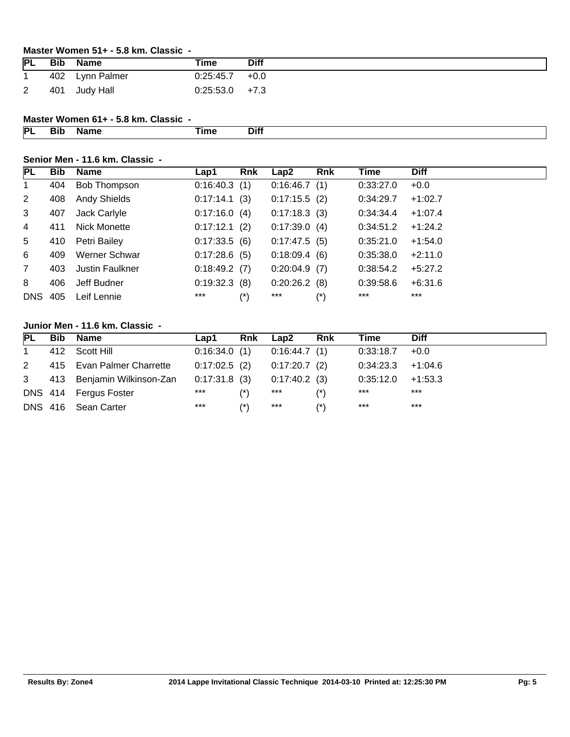### Master Women 51+ - 5.8 km. Classic -

| PL | Bib | Name | Time | Diff |
|---|---|---|---|---|
| 1 | 402 | Lynn Palmer | 0:25:45.7 | +0.0 |
| 2 | 401 | Judy Hall | 0:25:53.0 | +7.3 |

### Master Women 61+ - 5.8 km. Classic -

| PL | Bib | Name | Time | Diff |
|---|---|---|---|---|

### Senior Men - 11.6 km. Classic -

| PL | Bib | Name | Lap1 | Rnk | Lap2 | Rnk | Time | Diff |
|---|---|---|---|---|---|---|---|---|
| 1 | 404 | Bob Thompson | 0:16:40.3 | (1) | 0:16:46.7 | (1) | 0:33:27.0 | +0.0 |
| 2 | 408 | Andy Shields | 0:17:14.1 | (3) | 0:17:15.5 | (2) | 0:34:29.7 | +1:02.7 |
| 3 | 407 | Jack Carlyle | 0:17:16.0 | (4) | 0:17:18.3 | (3) | 0:34:34.4 | +1:07.4 |
| 4 | 411 | Nick Monette | 0:17:12.1 | (2) | 0:17:39.0 | (4) | 0:34:51.2 | +1:24.2 |
| 5 | 410 | Petri Bailey | 0:17:33.5 | (6) | 0:17:47.5 | (5) | 0:35:21.0 | +1:54.0 |
| 6 | 409 | Werner Schwar | 0:17:28.6 | (5) | 0:18:09.4 | (6) | 0:35:38.0 | +2:11.0 |
| 7 | 403 | Justin Faulkner | 0:18:49.2 | (7) | 0:20:04.9 | (7) | 0:38:54.2 | +5:27.2 |
| 8 | 406 | Jeff Budner | 0:19:32.3 | (8) | 0:20:26.2 | (8) | 0:39:58.6 | +6:31.6 |
| DNS | 405 | Leif Lennie | *** | (*) | *** | (*) | *** | *** |

### Junior Men - 11.6 km. Classic -

| PL | Bib | Name | Lap1 | Rnk | Lap2 | Rnk | Time | Diff |
|---|---|---|---|---|---|---|---|---|
| 1 | 412 | Scott Hill | 0:16:34.0 | (1) | 0:16:44.7 | (1) | 0:33:18.7 | +0.0 |
| 2 | 415 | Evan Palmer Charrette | 0:17:02.5 | (2) | 0:17:20.7 | (2) | 0:34:23.3 | +1:04.6 |
| 3 | 413 | Benjamin Wilkinson-Zan | 0:17:31.8 | (3) | 0:17:40.2 | (3) | 0:35:12.0 | +1:53.3 |
| DNS | 414 | Fergus Foster | *** | (*) | *** | (*) | *** | *** |
| DNS | 416 | Sean Carter | *** | (*) | *** | (*) | *** | *** |

Results By: Zone4 &nbsp;&nbsp; 2014 Lappe Invitational Classic Technique 2014-03-10 Printed at: 12:25:30 PM